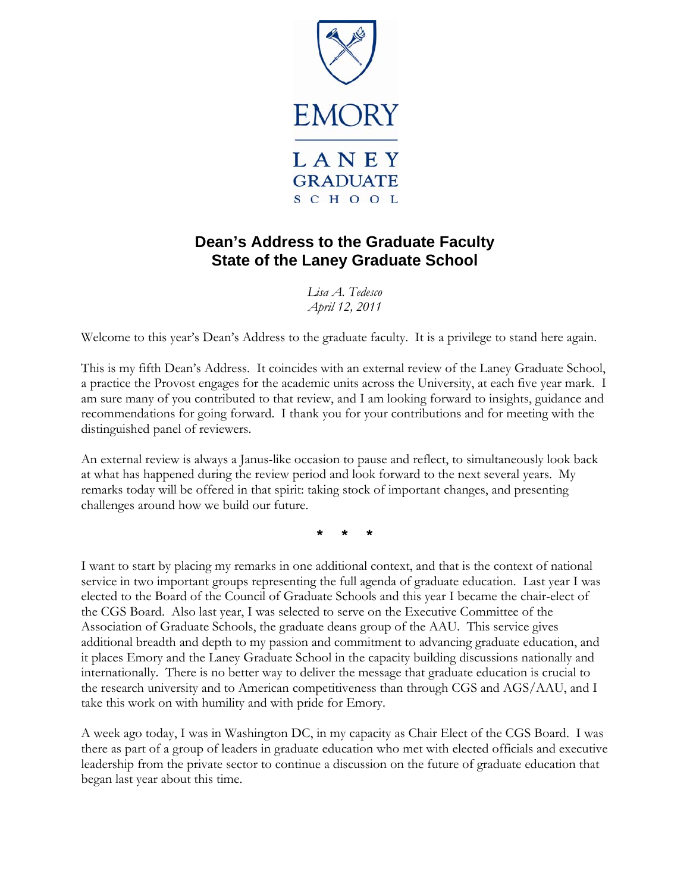EMORY

LANEY GRADUATE SCHOOL

# Dean's Address to the Graduate Faculty
# State of the Laney Graduate School

*Lisa A. Tedesco*
*April 12, 2011*

Welcome to this year's Dean's Address to the graduate faculty. It is a privilege to stand here again.

This is my fifth Dean's Address. It coincides with an external review of the Laney Graduate School, a practice the Provost engages for the academic units across the University, at each five year mark. I am sure many of you contributed to that review, and I am looking forward to insights, guidance and recommendations for going forward. I thank you for your contributions and for meeting with the distinguished panel of reviewers.

An external review is always a Janus-like occasion to pause and reflect, to simultaneously look back at what has happened during the review period and look forward to the next several years. My remarks today will be offered in that spirit: taking stock of important changes, and presenting challenges around how we build our future.

\* \* \*

I want to start by placing my remarks in one additional context, and that is the context of national service in two important groups representing the full agenda of graduate education. Last year I was elected to the Board of the Council of Graduate Schools and this year I became the chair-elect of the CGS Board. Also last year, I was selected to serve on the Executive Committee of the Association of Graduate Schools, the graduate deans group of the AAU. This service gives additional breadth and depth to my passion and commitment to advancing graduate education, and it places Emory and the Laney Graduate School in the capacity building discussions nationally and internationally. There is no better way to deliver the message that graduate education is crucial to the research university and to American competitiveness than through CGS and AGS/AAU, and I take this work on with humility and with pride for Emory.

A week ago today, I was in Washington DC, in my capacity as Chair Elect of the CGS Board. I was there as part of a group of leaders in graduate education who met with elected officials and executive leadership from the private sector to continue a discussion on the future of graduate education that began last year about this time.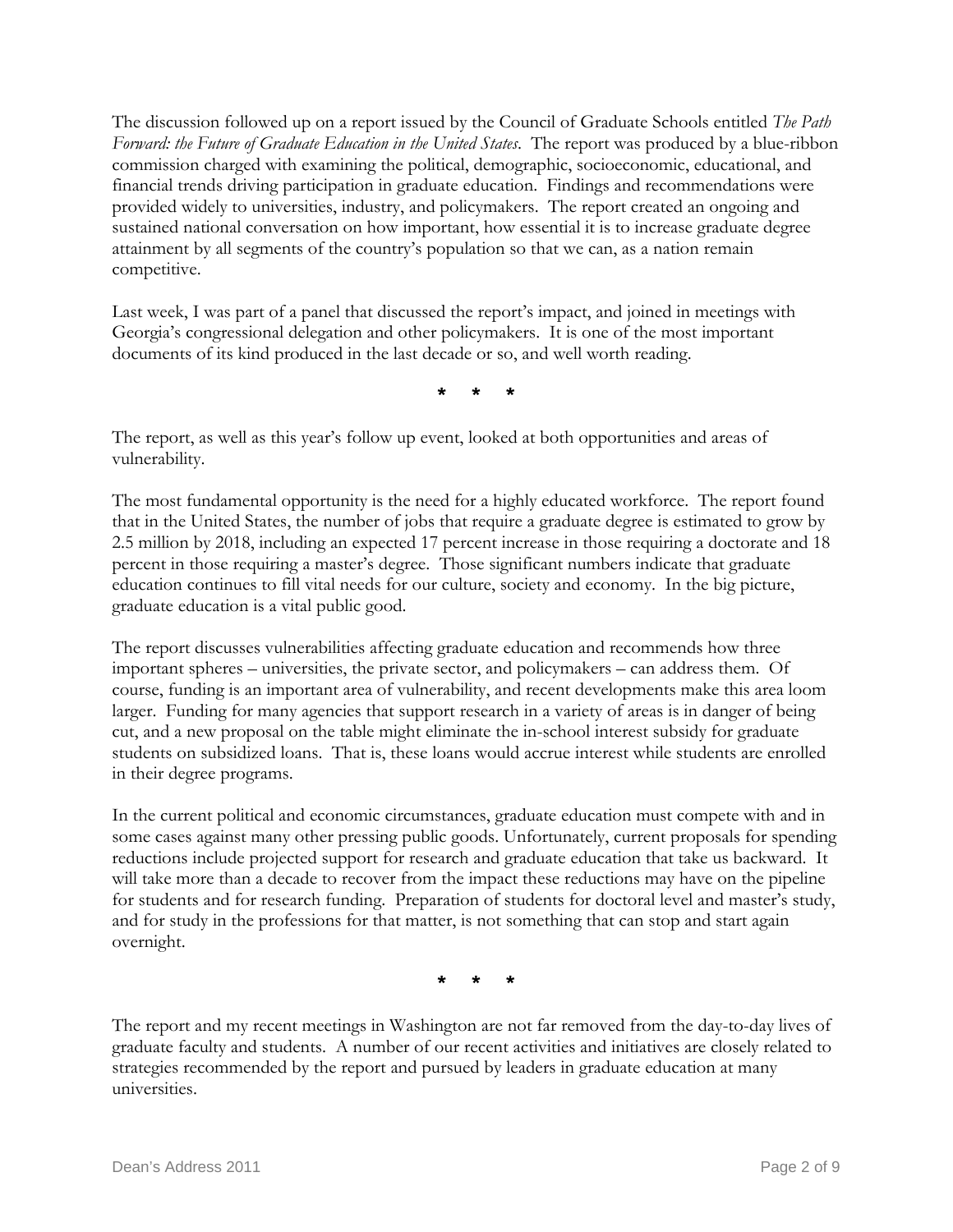The discussion followed up on a report issued by the Council of Graduate Schools entitled *The Path Forward: the Future of Graduate Education in the United States*. The report was produced by a blue-ribbon commission charged with examining the political, demographic, socioeconomic, educational, and financial trends driving participation in graduate education. Findings and recommendations were provided widely to universities, industry, and policymakers. The report created an ongoing and sustained national conversation on how important, how essential it is to increase graduate degree attainment by all segments of the country's population so that we can, as a nation remain competitive.

Last week, I was part of a panel that discussed the report's impact, and joined in meetings with Georgia's congressional delegation and other policymakers. It is one of the most important documents of its kind produced in the last decade or so, and well worth reading.

\* \* \*

The report, as well as this year's follow up event, looked at both opportunities and areas of vulnerability.

The most fundamental opportunity is the need for a highly educated workforce. The report found that in the United States, the number of jobs that require a graduate degree is estimated to grow by 2.5 million by 2018, including an expected 17 percent increase in those requiring a doctorate and 18 percent in those requiring a master's degree. Those significant numbers indicate that graduate education continues to fill vital needs for our culture, society and economy. In the big picture, graduate education is a vital public good.

The report discusses vulnerabilities affecting graduate education and recommends how three important spheres – universities, the private sector, and policymakers – can address them. Of course, funding is an important area of vulnerability, and recent developments make this area loom larger. Funding for many agencies that support research in a variety of areas is in danger of being cut, and a new proposal on the table might eliminate the in-school interest subsidy for graduate students on subsidized loans. That is, these loans would accrue interest while students are enrolled in their degree programs.

In the current political and economic circumstances, graduate education must compete with and in some cases against many other pressing public goods. Unfortunately, current proposals for spending reductions include projected support for research and graduate education that take us backward. It will take more than a decade to recover from the impact these reductions may have on the pipeline for students and for research funding. Preparation of students for doctoral level and master's study, and for study in the professions for that matter, is not something that can stop and start again overnight.

\* \* \*

The report and my recent meetings in Washington are not far removed from the day-to-day lives of graduate faculty and students. A number of our recent activities and initiatives are closely related to strategies recommended by the report and pursued by leaders in graduate education at many universities.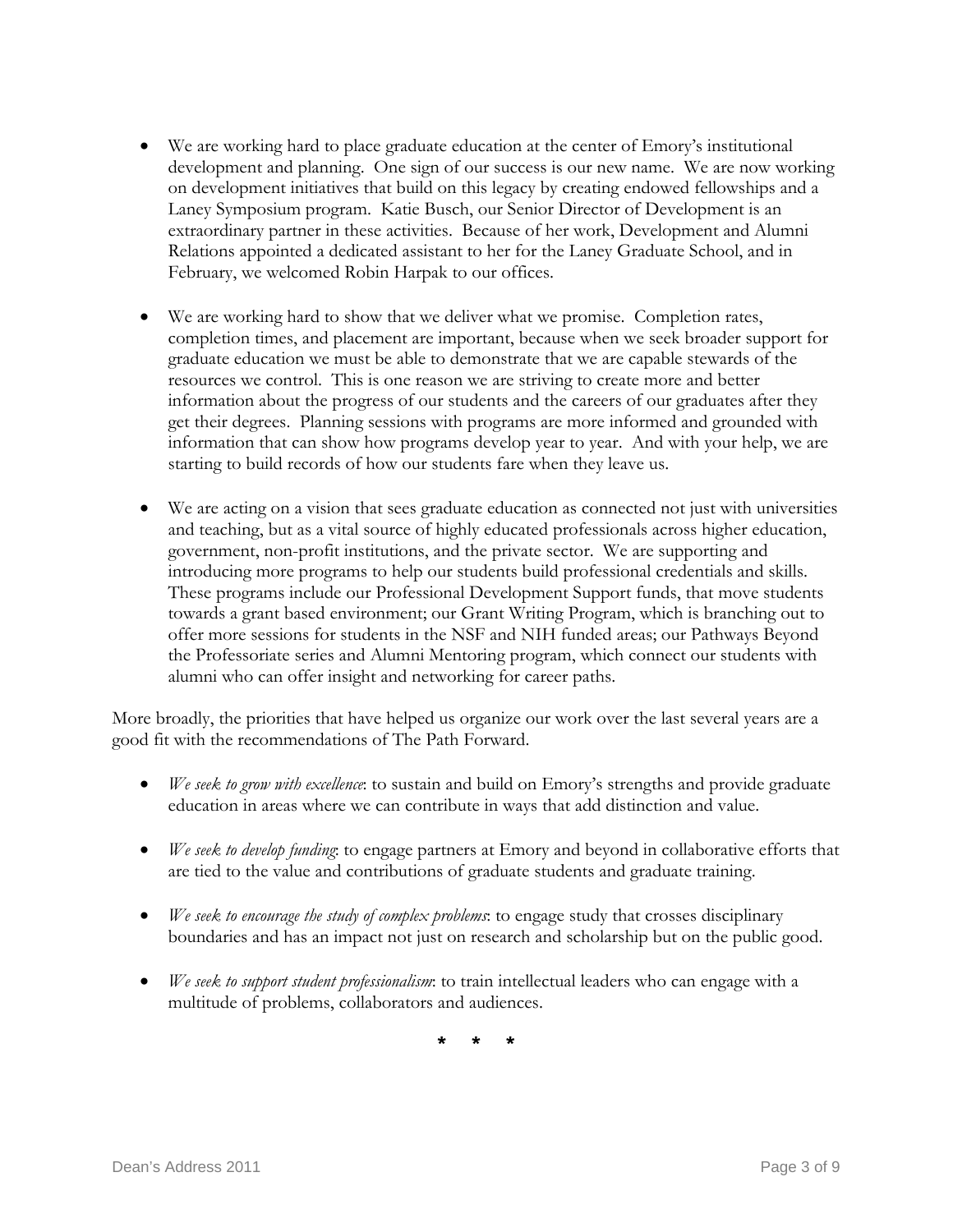- We are working hard to place graduate education at the center of Emory's institutional development and planning. One sign of our success is our new name. We are now working on development initiatives that build on this legacy by creating endowed fellowships and a Laney Symposium program. Katie Busch, our Senior Director of Development is an extraordinary partner in these activities. Because of her work, Development and Alumni Relations appointed a dedicated assistant to her for the Laney Graduate School, and in February, we welcomed Robin Harpak to our offices.

- We are working hard to show that we deliver what we promise. Completion rates, completion times, and placement are important, because when we seek broader support for graduate education we must be able to demonstrate that we are capable stewards of the resources we control. This is one reason we are striving to create more and better information about the progress of our students and the careers of our graduates after they get their degrees. Planning sessions with programs are more informed and grounded with information that can show how programs develop year to year. And with your help, we are starting to build records of how our students fare when they leave us.

- We are acting on a vision that sees graduate education as connected not just with universities and teaching, but as a vital source of highly educated professionals across higher education, government, non-profit institutions, and the private sector. We are supporting and introducing more programs to help our students build professional credentials and skills. These programs include our Professional Development Support funds, that move students towards a grant based environment; our Grant Writing Program, which is branching out to offer more sessions for students in the NSF and NIH funded areas; our Pathways Beyond the Professoriate series and Alumni Mentoring program, which connect our students with alumni who can offer insight and networking for career paths.

More broadly, the priorities that have helped us organize our work over the last several years are a good fit with the recommendations of The Path Forward.

- *We seek to grow with excellence*: to sustain and build on Emory's strengths and provide graduate education in areas where we can contribute in ways that add distinction and value.

- *We seek to develop funding*: to engage partners at Emory and beyond in collaborative efforts that are tied to the value and contributions of graduate students and graduate training.

- *We seek to encourage the study of complex problems*: to engage study that crosses disciplinary boundaries and has an impact not just on research and scholarship but on the public good.

- *We seek to support student professionalism*: to train intellectual leaders who can engage with a multitude of problems, collaborators and audiences.

\* \* \*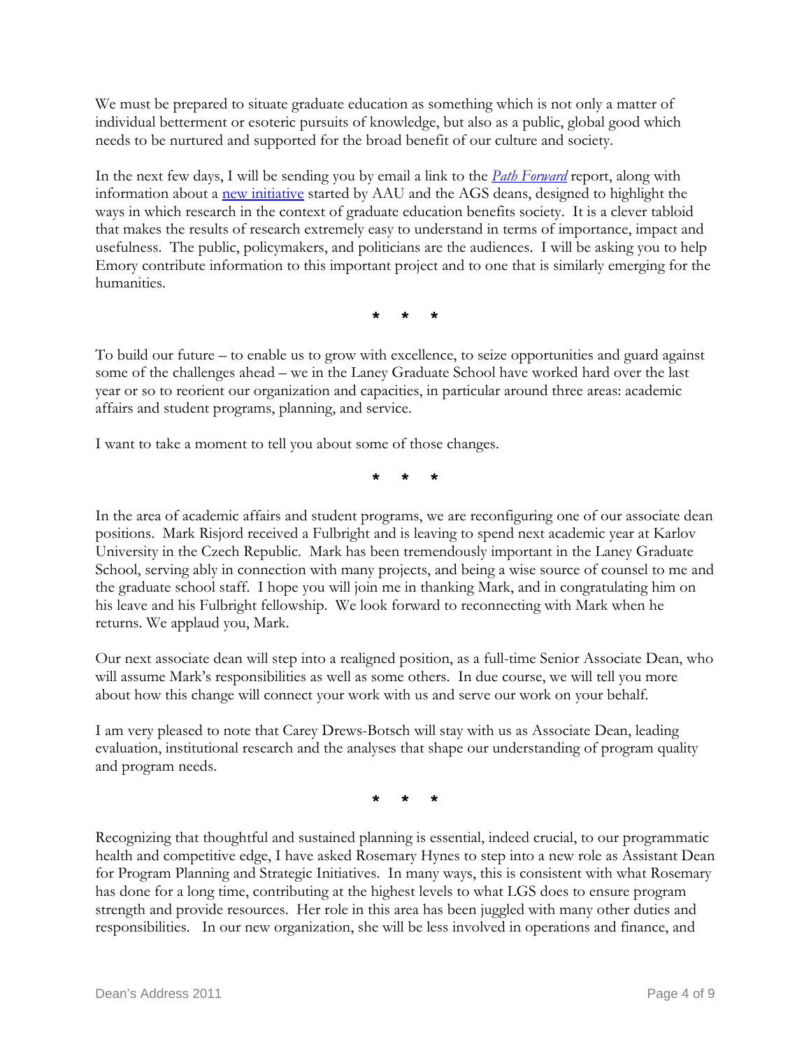We must be prepared to situate graduate education as something which is not only a matter of individual betterment or esoteric pursuits of knowledge, but also as a public, global good which needs to be nurtured and supported for the broad benefit of our culture and society.

In the next few days, I will be sending you by email a link to the *Path Forward* report, along with information about a new initiative started by AAU and the AGS deans, designed to highlight the ways in which research in the context of graduate education benefits society. It is a clever tabloid that makes the results of research extremely easy to understand in terms of importance, impact and usefulness. The public, policymakers, and politicians are the audiences. I will be asking you to help Emory contribute information to this important project and to one that is similarly emerging for the humanities.

\* \* \*

To build our future – to enable us to grow with excellence, to seize opportunities and guard against some of the challenges ahead – we in the Laney Graduate School have worked hard over the last year or so to reorient our organization and capacities, in particular around three areas: academic affairs and student programs, planning, and service.

I want to take a moment to tell you about some of those changes.

\* \* \*

In the area of academic affairs and student programs, we are reconfiguring one of our associate dean positions. Mark Risjord received a Fulbright and is leaving to spend next academic year at Karlov University in the Czech Republic. Mark has been tremendously important in the Laney Graduate School, serving ably in connection with many projects, and being a wise source of counsel to me and the graduate school staff. I hope you will join me in thanking Mark, and in congratulating him on his leave and his Fulbright fellowship. We look forward to reconnecting with Mark when he returns. We applaud you, Mark.

Our next associate dean will step into a realigned position, as a full-time Senior Associate Dean, who will assume Mark's responsibilities as well as some others. In due course, we will tell you more about how this change will connect your work with us and serve our work on your behalf.

I am very pleased to note that Carey Drews-Botsch will stay with us as Associate Dean, leading evaluation, institutional research and the analyses that shape our understanding of program quality and program needs.

\* \* \*

Recognizing that thoughtful and sustained planning is essential, indeed crucial, to our programmatic health and competitive edge, I have asked Rosemary Hynes to step into a new role as Assistant Dean for Program Planning and Strategic Initiatives. In many ways, this is consistent with what Rosemary has done for a long time, contributing at the highest levels to what LGS does to ensure program strength and provide resources. Her role in this area has been juggled with many other duties and responsibilities. In our new organization, she will be less involved in operations and finance, and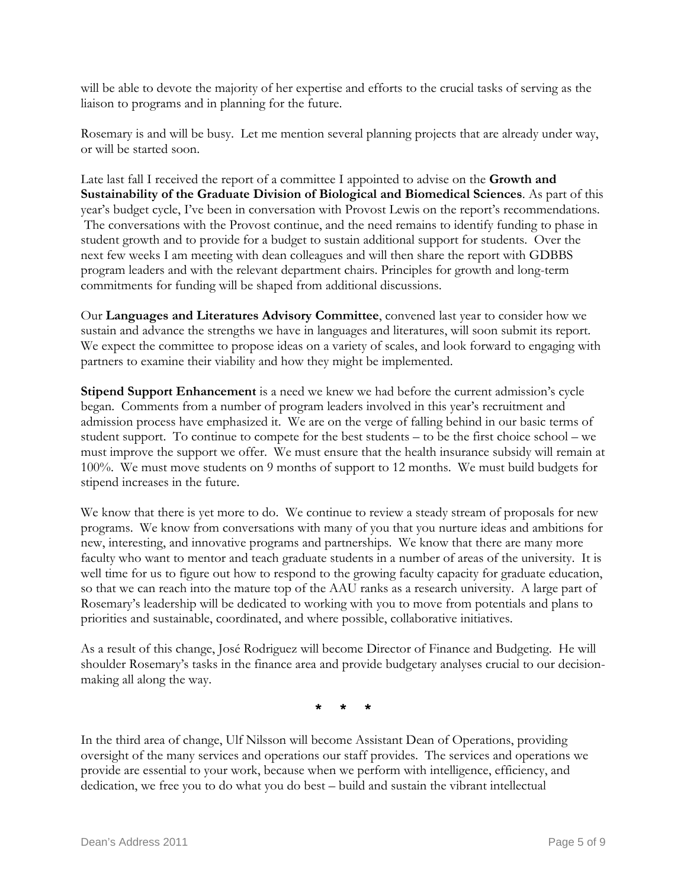will be able to devote the majority of her expertise and efforts to the crucial tasks of serving as the liaison to programs and in planning for the future.

Rosemary is and will be busy. Let me mention several planning projects that are already under way, or will be started soon.

Late last fall I received the report of a committee I appointed to advise on the **Growth and Sustainability of the Graduate Division of Biological and Biomedical Sciences**. As part of this year's budget cycle, I've been in conversation with Provost Lewis on the report's recommendations. The conversations with the Provost continue, and the need remains to identify funding to phase in student growth and to provide for a budget to sustain additional support for students. Over the next few weeks I am meeting with dean colleagues and will then share the report with GDBBS program leaders and with the relevant department chairs. Principles for growth and long-term commitments for funding will be shaped from additional discussions.

Our **Languages and Literatures Advisory Committee**, convened last year to consider how we sustain and advance the strengths we have in languages and literatures, will soon submit its report. We expect the committee to propose ideas on a variety of scales, and look forward to engaging with partners to examine their viability and how they might be implemented.

**Stipend Support Enhancement** is a need we knew we had before the current admission's cycle began. Comments from a number of program leaders involved in this year's recruitment and admission process have emphasized it. We are on the verge of falling behind in our basic terms of student support. To continue to compete for the best students – to be the first choice school – we must improve the support we offer. We must ensure that the health insurance subsidy will remain at 100%. We must move students on 9 months of support to 12 months. We must build budgets for stipend increases in the future.

We know that there is yet more to do. We continue to review a steady stream of proposals for new programs. We know from conversations with many of you that you nurture ideas and ambitions for new, interesting, and innovative programs and partnerships. We know that there are many more faculty who want to mentor and teach graduate students in a number of areas of the university. It is well time for us to figure out how to respond to the growing faculty capacity for graduate education, so that we can reach into the mature top of the AAU ranks as a research university. A large part of Rosemary's leadership will be dedicated to working with you to move from potentials and plans to priorities and sustainable, coordinated, and where possible, collaborative initiatives.

As a result of this change, José Rodriguez will become Director of Finance and Budgeting. He will shoulder Rosemary's tasks in the finance area and provide budgetary analyses crucial to our decision-making all along the way.

\* \* \*

In the third area of change, Ulf Nilsson will become Assistant Dean of Operations, providing oversight of the many services and operations our staff provides. The services and operations we provide are essential to your work, because when we perform with intelligence, efficiency, and dedication, we free you to do what you do best – build and sustain the vibrant intellectual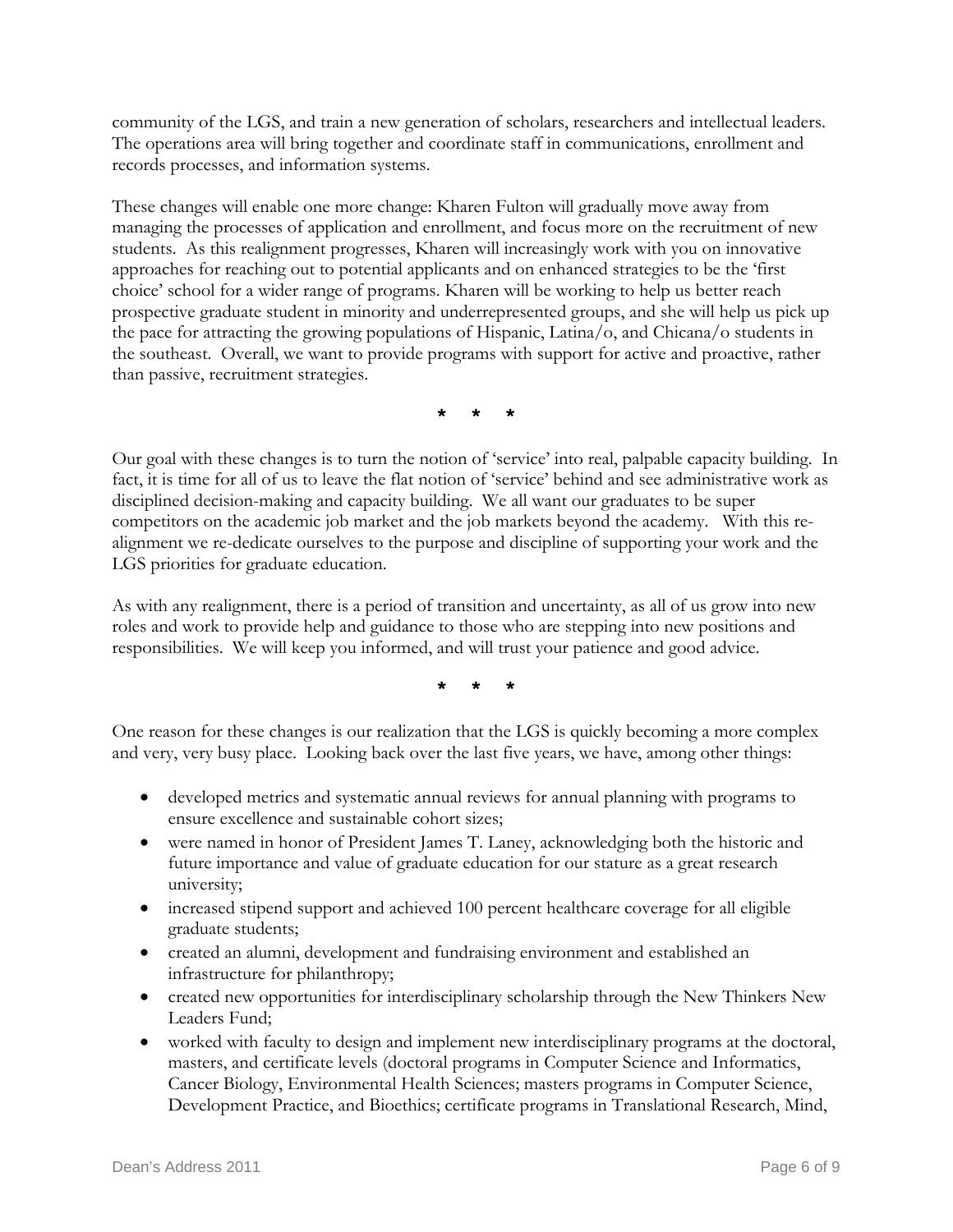community of the LGS, and train a new generation of scholars, researchers and intellectual leaders. The operations area will bring together and coordinate staff in communications, enrollment and records processes, and information systems.

These changes will enable one more change: Kharen Fulton will gradually move away from managing the processes of application and enrollment, and focus more on the recruitment of new students. As this realignment progresses, Kharen will increasingly work with you on innovative approaches for reaching out to potential applicants and on enhanced strategies to be the 'first choice' school for a wider range of programs. Kharen will be working to help us better reach prospective graduate student in minority and underrepresented groups, and she will help us pick up the pace for attracting the growing populations of Hispanic, Latina/o, and Chicana/o students in the southeast. Overall, we want to provide programs with support for active and proactive, rather than passive, recruitment strategies.

\* \* \*

Our goal with these changes is to turn the notion of 'service' into real, palpable capacity building. In fact, it is time for all of us to leave the flat notion of 'service' behind and see administrative work as disciplined decision-making and capacity building. We all want our graduates to be super competitors on the academic job market and the job markets beyond the academy. With this re-alignment we re-dedicate ourselves to the purpose and discipline of supporting your work and the LGS priorities for graduate education.

As with any realignment, there is a period of transition and uncertainty, as all of us grow into new roles and work to provide help and guidance to those who are stepping into new positions and responsibilities. We will keep you informed, and will trust your patience and good advice.

\* \* \*

One reason for these changes is our realization that the LGS is quickly becoming a more complex and very, very busy place. Looking back over the last five years, we have, among other things:

- developed metrics and systematic annual reviews for annual planning with programs to ensure excellence and sustainable cohort sizes;
- were named in honor of President James T. Laney, acknowledging both the historic and future importance and value of graduate education for our stature as a great research university;
- increased stipend support and achieved 100 percent healthcare coverage for all eligible graduate students;
- created an alumni, development and fundraising environment and established an infrastructure for philanthropy;
- created new opportunities for interdisciplinary scholarship through the New Thinkers New Leaders Fund;
- worked with faculty to design and implement new interdisciplinary programs at the doctoral, masters, and certificate levels (doctoral programs in Computer Science and Informatics, Cancer Biology, Environmental Health Sciences; masters programs in Computer Science, Development Practice, and Bioethics; certificate programs in Translational Research, Mind,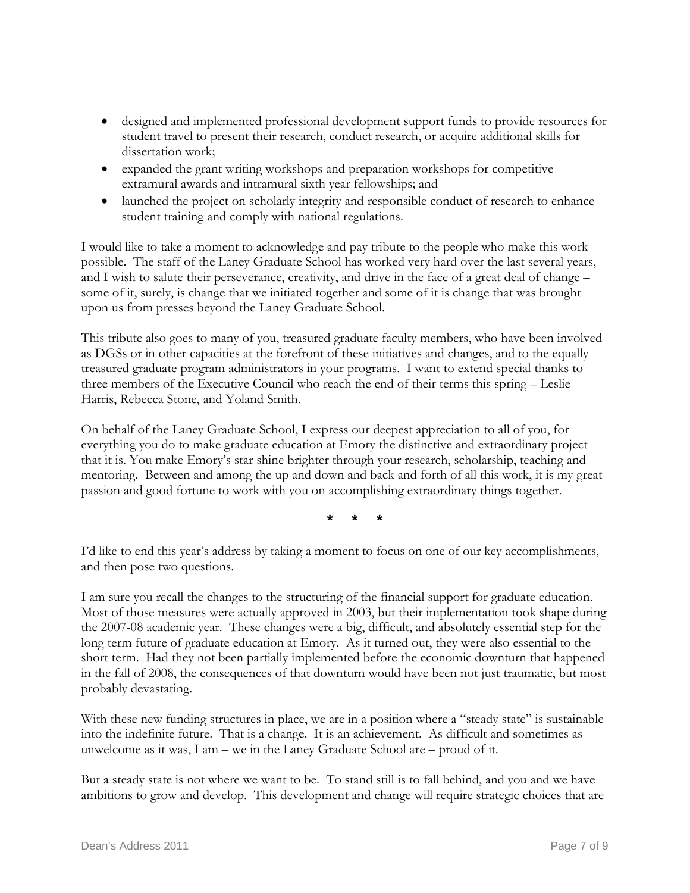- designed and implemented professional development support funds to provide resources for student travel to present their research, conduct research, or acquire additional skills for dissertation work;
- expanded the grant writing workshops and preparation workshops for competitive extramural awards and intramural sixth year fellowships; and
- launched the project on scholarly integrity and responsible conduct of research to enhance student training and comply with national regulations.

I would like to take a moment to acknowledge and pay tribute to the people who make this work possible. The staff of the Laney Graduate School has worked very hard over the last several years, and I wish to salute their perseverance, creativity, and drive in the face of a great deal of change – some of it, surely, is change that we initiated together and some of it is change that was brought upon us from presses beyond the Laney Graduate School.

This tribute also goes to many of you, treasured graduate faculty members, who have been involved as DGSs or in other capacities at the forefront of these initiatives and changes, and to the equally treasured graduate program administrators in your programs. I want to extend special thanks to three members of the Executive Council who reach the end of their terms this spring – Leslie Harris, Rebecca Stone, and Yoland Smith.

On behalf of the Laney Graduate School, I express our deepest appreciation to all of you, for everything you do to make graduate education at Emory the distinctive and extraordinary project that it is. You make Emory's star shine brighter through your research, scholarship, teaching and mentoring. Between and among the up and down and back and forth of all this work, it is my great passion and good fortune to work with you on accomplishing extraordinary things together.

\* \* \*

I'd like to end this year's address by taking a moment to focus on one of our key accomplishments, and then pose two questions.

I am sure you recall the changes to the structuring of the financial support for graduate education. Most of those measures were actually approved in 2003, but their implementation took shape during the 2007-08 academic year. These changes were a big, difficult, and absolutely essential step for the long term future of graduate education at Emory. As it turned out, they were also essential to the short term. Had they not been partially implemented before the economic downturn that happened in the fall of 2008, the consequences of that downturn would have been not just traumatic, but most probably devastating.

With these new funding structures in place, we are in a position where a "steady state" is sustainable into the indefinite future. That is a change. It is an achievement. As difficult and sometimes as unwelcome as it was, I am – we in the Laney Graduate School are – proud of it.

But a steady state is not where we want to be. To stand still is to fall behind, and you and we have ambitions to grow and develop. This development and change will require strategic choices that are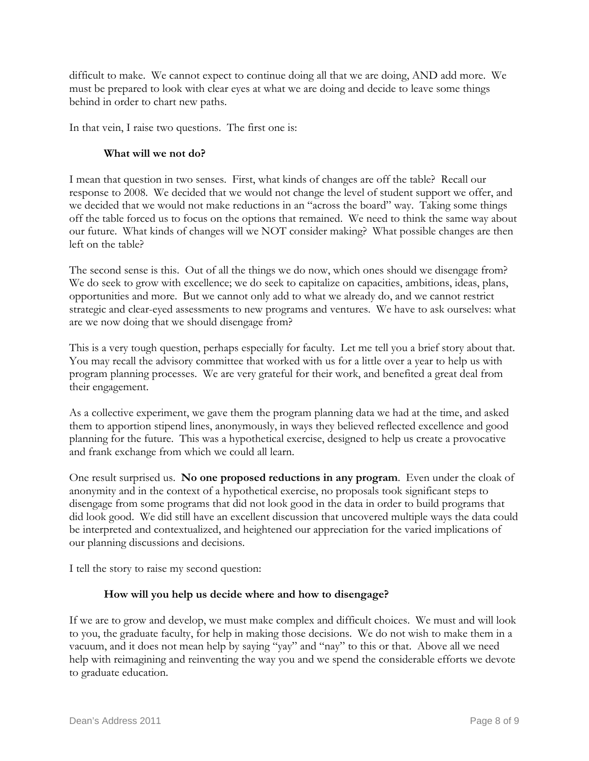difficult to make. We cannot expect to continue doing all that we are doing, AND add more. We must be prepared to look with clear eyes at what we are doing and decide to leave some things behind in order to chart new paths.

In that vein, I raise two questions. The first one is:

**What will we not do?**

I mean that question in two senses. First, what kinds of changes are off the table? Recall our response to 2008. We decided that we would not change the level of student support we offer, and we decided that we would not make reductions in an "across the board" way. Taking some things off the table forced us to focus on the options that remained. We need to think the same way about our future. What kinds of changes will we NOT consider making? What possible changes are then left on the table?

The second sense is this. Out of all the things we do now, which ones should we disengage from? We do seek to grow with excellence; we do seek to capitalize on capacities, ambitions, ideas, plans, opportunities and more. But we cannot only add to what we already do, and we cannot restrict strategic and clear-eyed assessments to new programs and ventures. We have to ask ourselves: what are we now doing that we should disengage from?

This is a very tough question, perhaps especially for faculty. Let me tell you a brief story about that. You may recall the advisory committee that worked with us for a little over a year to help us with program planning processes. We are very grateful for their work, and benefited a great deal from their engagement.

As a collective experiment, we gave them the program planning data we had at the time, and asked them to apportion stipend lines, anonymously, in ways they believed reflected excellence and good planning for the future. This was a hypothetical exercise, designed to help us create a provocative and frank exchange from which we could all learn.

One result surprised us. **No one proposed reductions in any program**. Even under the cloak of anonymity and in the context of a hypothetical exercise, no proposals took significant steps to disengage from some programs that did not look good in the data in order to build programs that did look good. We did still have an excellent discussion that uncovered multiple ways the data could be interpreted and contextualized, and heightened our appreciation for the varied implications of our planning discussions and decisions.

I tell the story to raise my second question:

**How will you help us decide where and how to disengage?**

If we are to grow and develop, we must make complex and difficult choices. We must and will look to you, the graduate faculty, for help in making those decisions. We do not wish to make them in a vacuum, and it does not mean help by saying "yay" and "nay" to this or that. Above all we need help with reimagining and reinventing the way you and we spend the considerable efforts we devote to graduate education.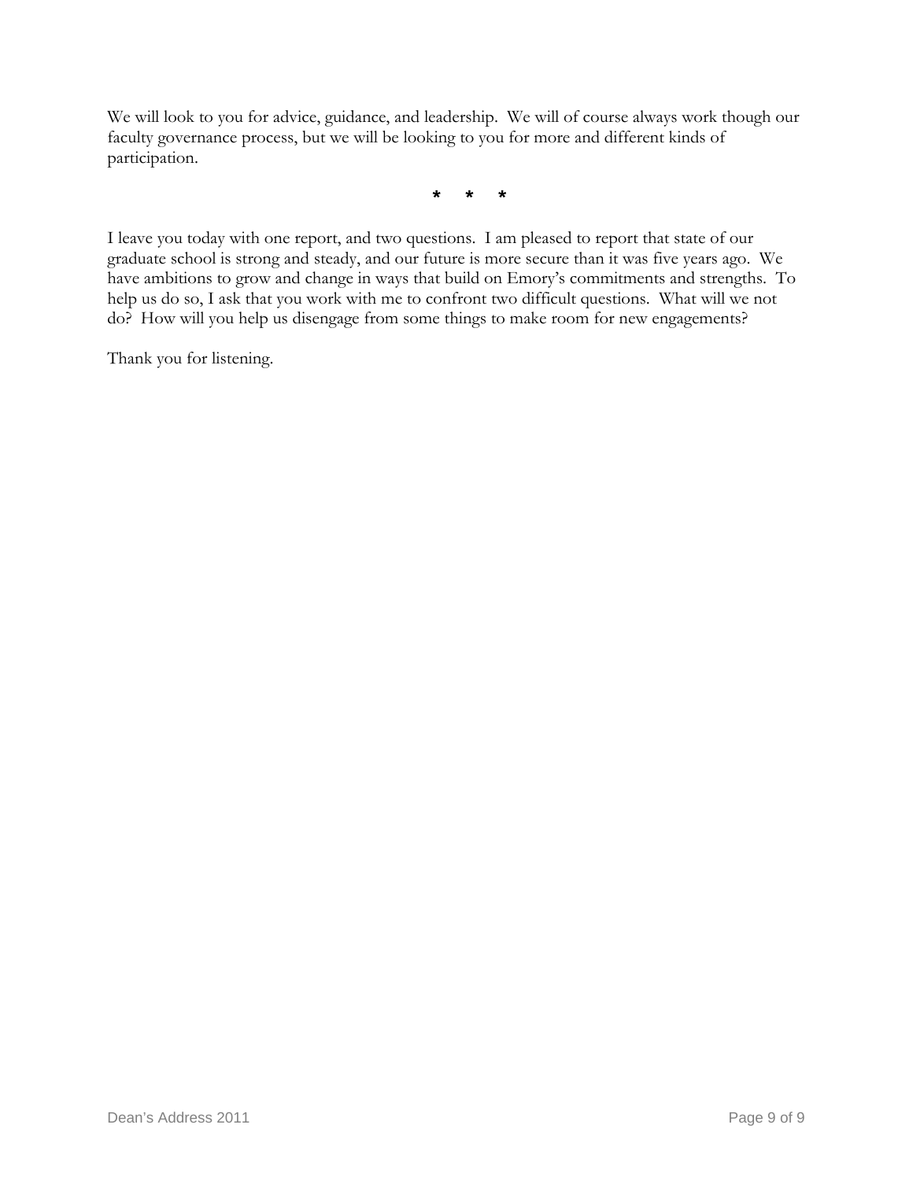We will look to you for advice, guidance, and leadership. We will of course always work though our faculty governance process, but we will be looking to you for more and different kinds of participation.

\* \* \*

I leave you today with one report, and two questions. I am pleased to report that state of our graduate school is strong and steady, and our future is more secure than it was five years ago. We have ambitions to grow and change in ways that build on Emory's commitments and strengths. To help us do so, I ask that you work with me to confront two difficult questions. What will we not do? How will you help us disengage from some things to make room for new engagements?

Thank you for listening.